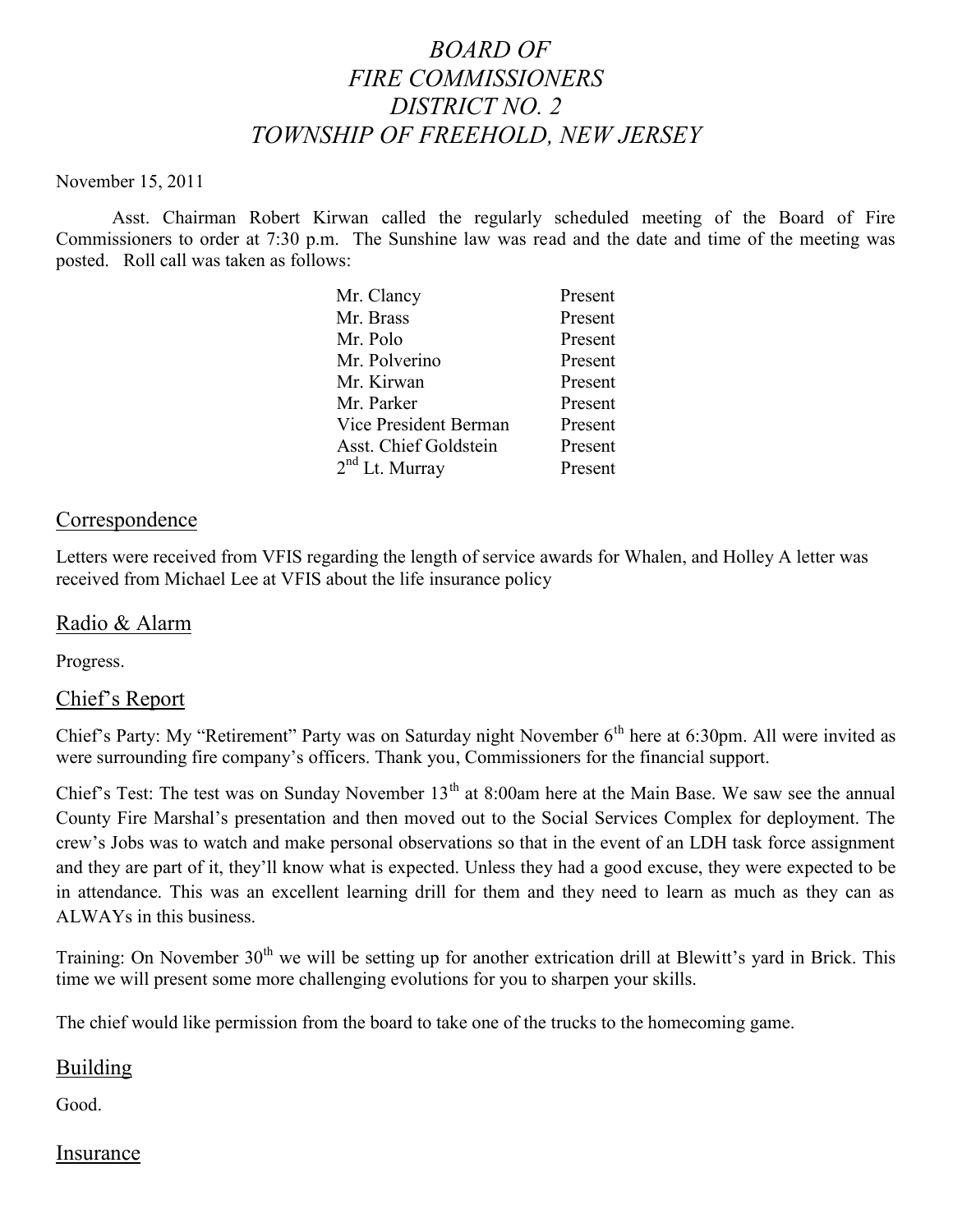# *BOARD OF FIRE COMMISSIONERS DISTRICT NO. 2 TOWNSHIP OF FREEHOLD, NEW JERSEY*

November 15, 2011

Asst. Chairman Robert Kirwan called the regularly scheduled meeting of the Board of Fire Commissioners to order at 7:30 p.m. The Sunshine law was read and the date and time of the meeting was posted. Roll call was taken as follows:

| | |
|---|---|
| Mr. Clancy | Present |
| Mr. Brass | Present |
| Mr. Polo | Present |
| Mr. Polverino | Present |
| Mr. Kirwan | Present |
| Mr. Parker | Present |
| Vice President Berman | Present |
| Asst. Chief Goldstein | Present |
| 2nd Lt. Murray | Present |

## Correspondence

Letters were received from VFIS regarding the length of service awards for Whalen, and Holley A letter was received from Michael Lee at VFIS about the life insurance policy

## Radio & Alarm

Progress.

## Chief's Report

Chief's Party: My "Retirement" Party was on Saturday night November 6th here at 6:30pm. All were invited as were surrounding fire company's officers. Thank you, Commissioners for the financial support.

Chief's Test: The test was on Sunday November 13th at 8:00am here at the Main Base. We saw see the annual County Fire Marshal's presentation and then moved out to the Social Services Complex for deployment. The crew's Jobs was to watch and make personal observations so that in the event of an LDH task force assignment and they are part of it, they'll know what is expected. Unless they had a good excuse, they were expected to be in attendance. This was an excellent learning drill for them and they need to learn as much as they can as ALWAYs in this business.

Training: On November 30th we will be setting up for another extrication drill at Blewitt's yard in Brick. This time we will present some more challenging evolutions for you to sharpen your skills.

The chief would like permission from the board to take one of the trucks to the homecoming game.

## Building

Good.

## Insurance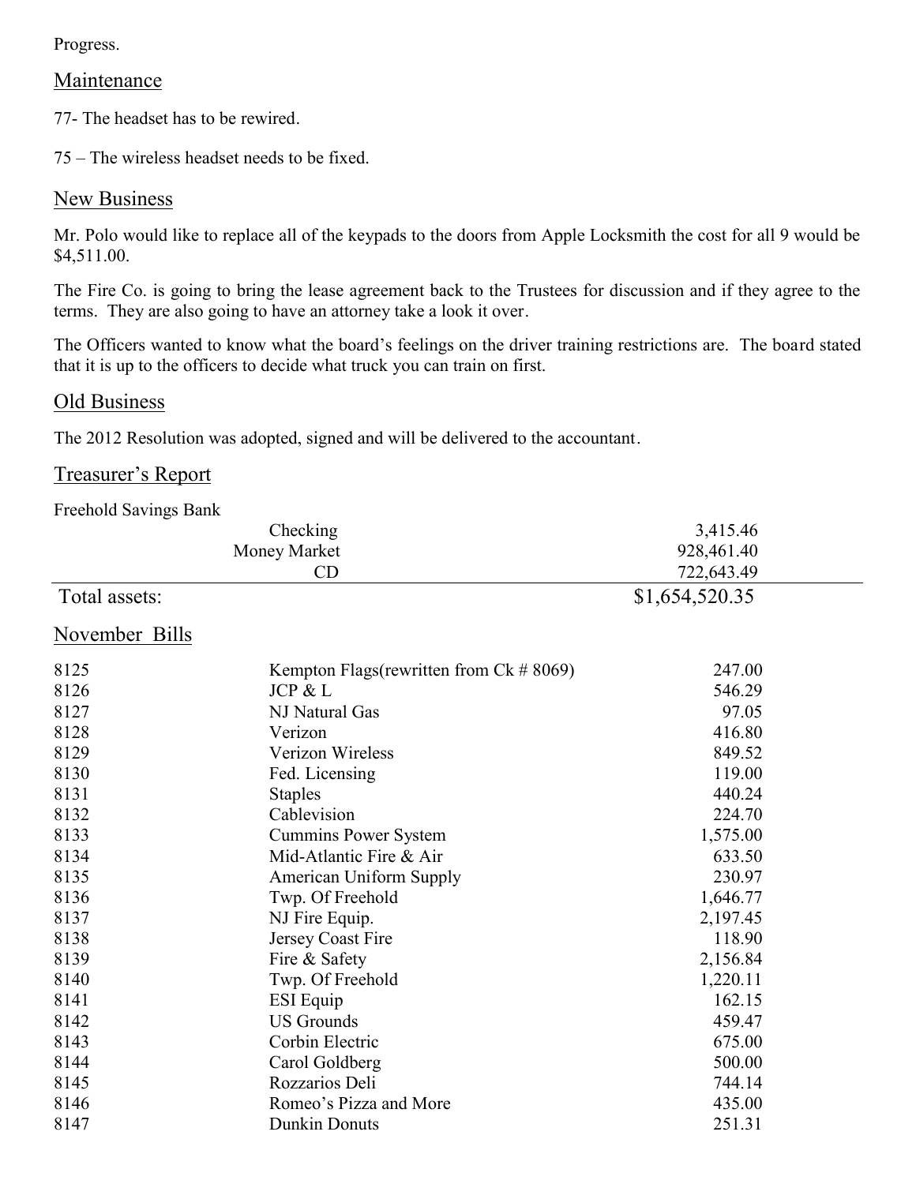Progress.

## Maintenance

77- The headset has to be rewired.

75 – The wireless headset needs to be fixed.

## New Business

Mr. Polo would like to replace all of the keypads to the doors from Apple Locksmith the cost for all 9 would be $4,511.00.

The Fire Co. is going to bring the lease agreement back to the Trustees for discussion and if they agree to the terms. They are also going to have an attorney take a look it over.

The Officers wanted to know what the board's feelings on the driver training restrictions are. The board stated that it is up to the officers to decide what truck you can train on first.

## Old Business

The 2012 Resolution was adopted, signed and will be delivered to the accountant.

## Treasurer's Report

Freehold Savings Bank

| | | |
|---|---|---|
| | Checking | 3,415.46 |
| | Money Market | 928,461.40 |
| | CD | 722,643.49 |
| Total assets: | | $1,654,520.35 |

## November Bills

| | | |
|---|---|---|
| 8125 | Kempton Flags(rewritten from Ck # 8069) | 247.00 |
| 8126 | JCP & L | 546.29 |
| 8127 | NJ Natural Gas | 97.05 |
| 8128 | Verizon | 416.80 |
| 8129 | Verizon Wireless | 849.52 |
| 8130 | Fed. Licensing | 119.00 |
| 8131 | Staples | 440.24 |
| 8132 | Cablevision | 224.70 |
| 8133 | Cummins Power System | 1,575.00 |
| 8134 | Mid-Atlantic Fire & Air | 633.50 |
| 8135 | American Uniform Supply | 230.97 |
| 8136 | Twp. Of Freehold | 1,646.77 |
| 8137 | NJ Fire Equip. | 2,197.45 |
| 8138 | Jersey Coast Fire | 118.90 |
| 8139 | Fire & Safety | 2,156.84 |
| 8140 | Twp. Of Freehold | 1,220.11 |
| 8141 | ESI Equip | 162.15 |
| 8142 | US Grounds | 459.47 |
| 8143 | Corbin Electric | 675.00 |
| 8144 | Carol Goldberg | 500.00 |
| 8145 | Rozzarios Deli | 744.14 |
| 8146 | Romeo's Pizza and More | 435.00 |
| 8147 | Dunkin Donuts | 251.31 |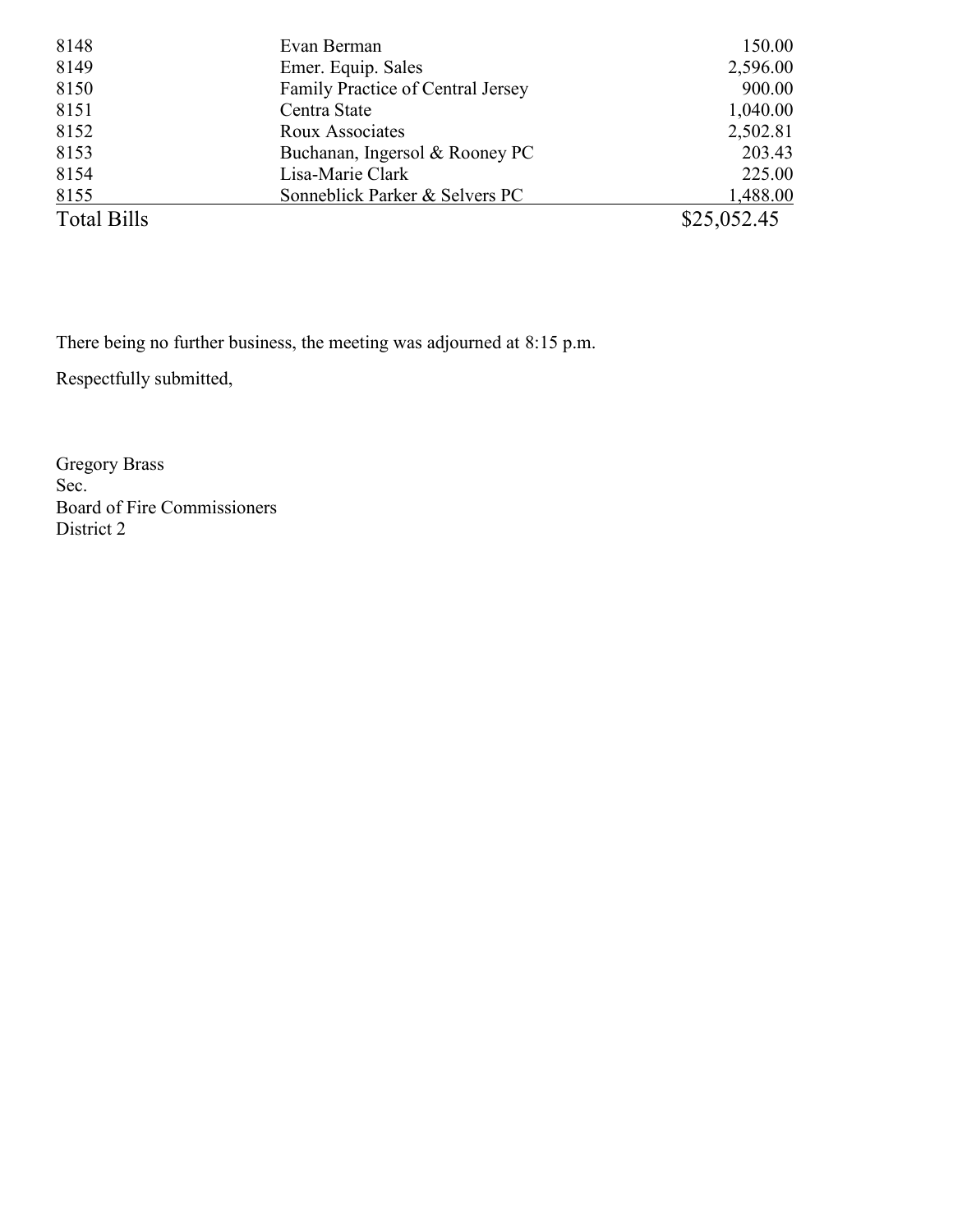| | | |
|---|---|---|
| 8148 | Evan Berman | 150.00 |
| 8149 | Emer. Equip. Sales | 2,596.00 |
| 8150 | Family Practice of Central Jersey | 900.00 |
| 8151 | Centra State | 1,040.00 |
| 8152 | Roux Associates | 2,502.81 |
| 8153 | Buchanan, Ingersol & Rooney PC | 203.43 |
| 8154 | Lisa-Marie Clark | 225.00 |
| 8155 | Sonneblick Parker & Selvers PC | 1,488.00 |
| Total Bills | | $25,052.45 |

There being no further business, the meeting was adjourned at 8:15 p.m.

Respectfully submitted,

Gregory Brass
Sec.
Board of Fire Commissioners
District 2